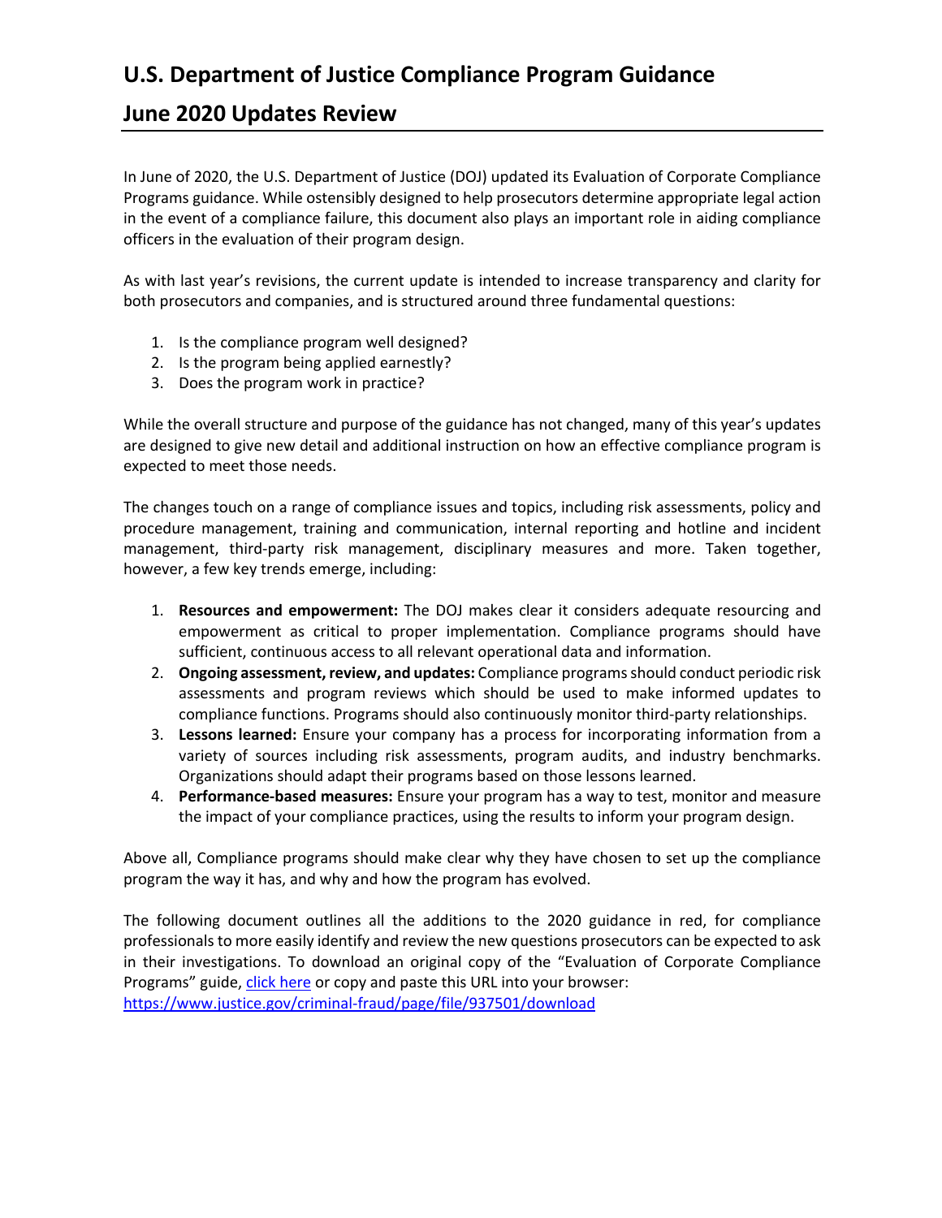# U.S. Department of Justice Compliance Program Guidance

## June 2020 Updates Review

In June of 2020, the U.S. Department of Justice (DOJ) updated its Evaluation of Corporate Compliance Programs guidance. While ostensibly designed to help prosecutors determine appropriate legal action in the event of a compliance failure, this document also plays an important role in aiding compliance officers in the evaluation of their program design.

As with last year's revisions, the current update is intended to increase transparency and clarity for both prosecutors and companies, and is structured around three fundamental questions:

1. Is the compliance program well designed?
2. Is the program being applied earnestly?
3. Does the program work in practice?

While the overall structure and purpose of the guidance has not changed, many of this year's updates are designed to give new detail and additional instruction on how an effective compliance program is expected to meet those needs.

The changes touch on a range of compliance issues and topics, including risk assessments, policy and procedure management, training and communication, internal reporting and hotline and incident management, third-party risk management, disciplinary measures and more. Taken together, however, a few key trends emerge, including:

1. **Resources and empowerment:** The DOJ makes clear it considers adequate resourcing and empowerment as critical to proper implementation. Compliance programs should have sufficient, continuous access to all relevant operational data and information.
2. **Ongoing assessment, review, and updates:** Compliance programs should conduct periodic risk assessments and program reviews which should be used to make informed updates to compliance functions. Programs should also continuously monitor third-party relationships.
3. **Lessons learned:** Ensure your company has a process for incorporating information from a variety of sources including risk assessments, program audits, and industry benchmarks. Organizations should adapt their programs based on those lessons learned.
4. **Performance-based measures:** Ensure your program has a way to test, monitor and measure the impact of your compliance practices, using the results to inform your program design.

Above all, Compliance programs should make clear why they have chosen to set up the compliance program the way it has, and why and how the program has evolved.

The following document outlines all the additions to the 2020 guidance in red, for compliance professionals to more easily identify and review the new questions prosecutors can be expected to ask in their investigations. To download an original copy of the "Evaluation of Corporate Compliance Programs" guide, [click here](https://www.justice.gov/criminal-fraud/page/file/937501/download) or copy and paste this URL into your browser: https://www.justice.gov/criminal-fraud/page/file/937501/download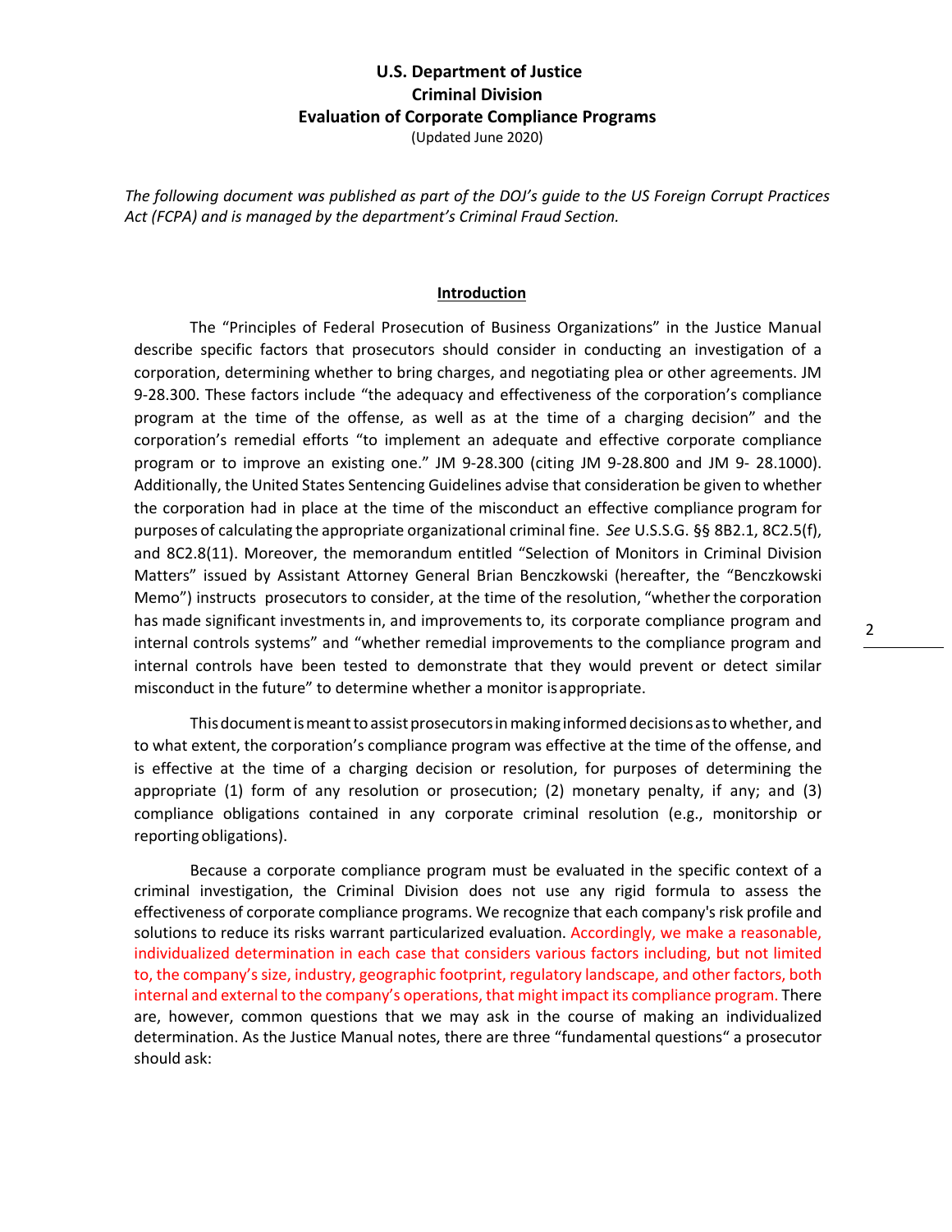**U.S. Department of Justice**
**Criminal Division**
**Evaluation of Corporate Compliance Programs**
(Updated June 2020)

*The following document was published as part of the DOJ's guide to the US Foreign Corrupt Practices Act (FCPA) and is managed by the department's Criminal Fraud Section.*

## Introduction

The "Principles of Federal Prosecution of Business Organizations" in the Justice Manual describe specific factors that prosecutors should consider in conducting an investigation of a corporation, determining whether to bring charges, and negotiating plea or other agreements. JM 9-28.300. These factors include "the adequacy and effectiveness of the corporation's compliance program at the time of the offense, as well as at the time of a charging decision" and the corporation's remedial efforts "to implement an adequate and effective corporate compliance program or to improve an existing one." JM 9-28.300 (citing JM 9-28.800 and JM 9- 28.1000). Additionally, the United States Sentencing Guidelines advise that consideration be given to whether the corporation had in place at the time of the misconduct an effective compliance program for purposes of calculating the appropriate organizational criminal fine. *See* U.S.S.G. §§ 8B2.1, 8C2.5(f), and 8C2.8(11). Moreover, the memorandum entitled "Selection of Monitors in Criminal Division Matters" issued by Assistant Attorney General Brian Benczkowski (hereafter, the "Benczkowski Memo") instructs prosecutors to consider, at the time of the resolution, "whether the corporation has made significant investments in, and improvements to, its corporate compliance program and internal controls systems" and "whether remedial improvements to the compliance program and internal controls have been tested to demonstrate that they would prevent or detect similar misconduct in the future" to determine whether a monitor is appropriate.

This document is meant to assist prosecutors in making informed decisions as to whether, and to what extent, the corporation's compliance program was effective at the time of the offense, and is effective at the time of a charging decision or resolution, for purposes of determining the appropriate (1) form of any resolution or prosecution; (2) monetary penalty, if any; and (3) compliance obligations contained in any corporate criminal resolution (e.g., monitorship or reporting obligations).

Because a corporate compliance program must be evaluated in the specific context of a criminal investigation, the Criminal Division does not use any rigid formula to assess the effectiveness of corporate compliance programs. We recognize that each company's risk profile and solutions to reduce its risks warrant particularized evaluation. Accordingly, we make a reasonable, individualized determination in each case that considers various factors including, but not limited to, the company's size, industry, geographic footprint, regulatory landscape, and other factors, both internal and external to the company's operations, that might impact its compliance program. There are, however, common questions that we may ask in the course of making an individualized determination. As the Justice Manual notes, there are three "fundamental questions" a prosecutor should ask: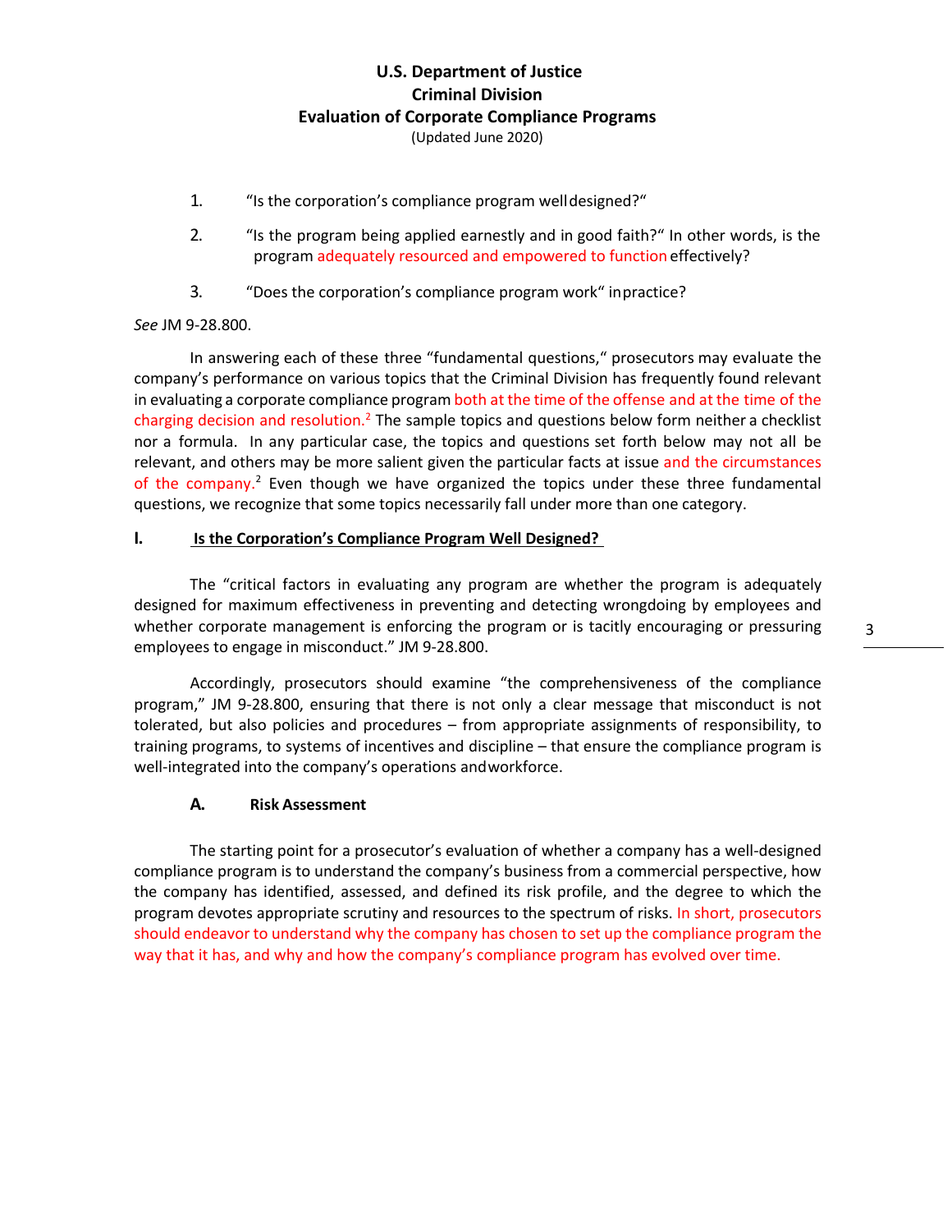**U.S. Department of Justice**
**Criminal Division**
**Evaluation of Corporate Compliance Programs**
(Updated June 2020)

1. "Is the corporation's compliance program well designed?"

2. "Is the program being applied earnestly and in good faith?" In other words, is the program adequately resourced and empowered to function effectively?

3. "Does the corporation's compliance program work" in practice?

*See* JM 9-28.800.

In answering each of these three "fundamental questions," prosecutors may evaluate the company's performance on various topics that the Criminal Division has frequently found relevant in evaluating a corporate compliance program both at the time of the offense and at the time of the charging decision and resolution.[2] The sample topics and questions below form neither a checklist nor a formula. In any particular case, the topics and questions set forth below may not all be relevant, and others may be more salient given the particular facts at issue and the circumstances of the company.[2] Even though we have organized the topics under these three fundamental questions, we recognize that some topics necessarily fall under more than one category.

## I. Is the Corporation's Compliance Program Well Designed?

The "critical factors in evaluating any program are whether the program is adequately designed for maximum effectiveness in preventing and detecting wrongdoing by employees and whether corporate management is enforcing the program or is tacitly encouraging or pressuring employees to engage in misconduct." JM 9-28.800.

Accordingly, prosecutors should examine "the comprehensiveness of the compliance program," JM 9-28.800, ensuring that there is not only a clear message that misconduct is not tolerated, but also policies and procedures – from appropriate assignments of responsibility, to training programs, to systems of incentives and discipline – that ensure the compliance program is well-integrated into the company's operations and workforce.

### A. Risk Assessment

The starting point for a prosecutor's evaluation of whether a company has a well-designed compliance program is to understand the company's business from a commercial perspective, how the company has identified, assessed, and defined its risk profile, and the degree to which the program devotes appropriate scrutiny and resources to the spectrum of risks. In short, prosecutors should endeavor to understand why the company has chosen to set up the compliance program the way that it has, and why and how the company's compliance program has evolved over time.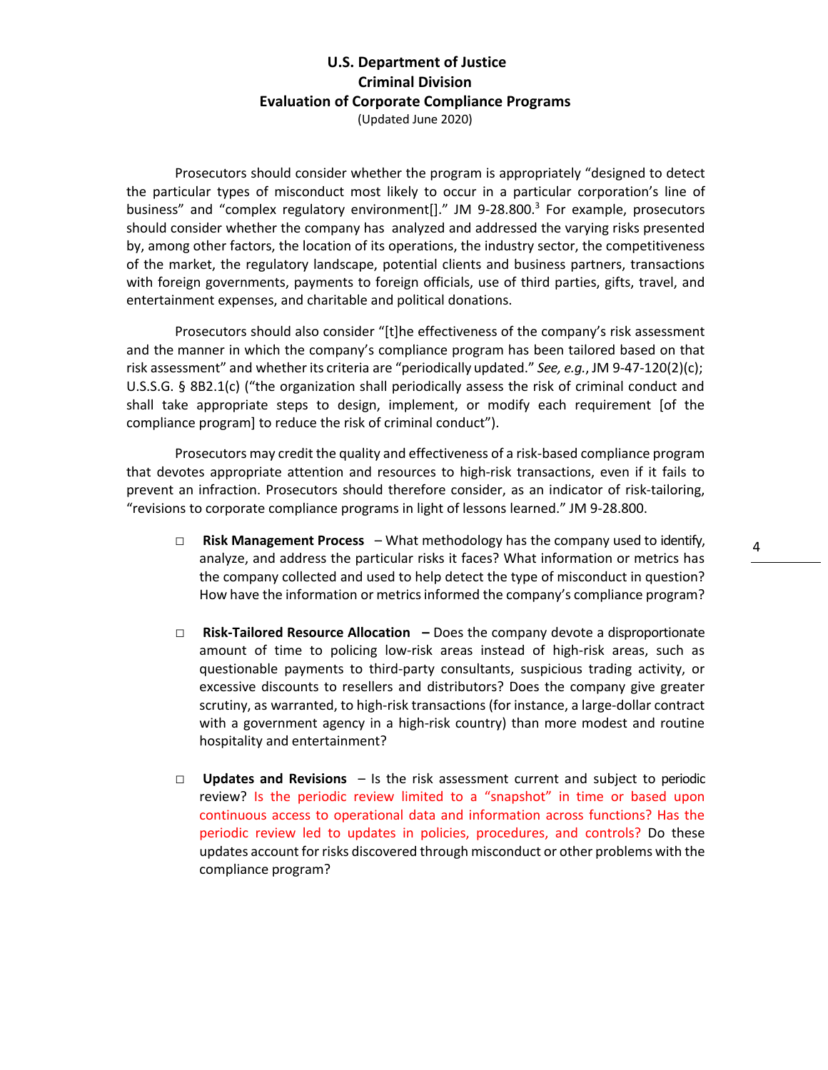U.S. Department of Justice  
Criminal Division  
Evaluation of Corporate Compliance Programs  
(Updated June 2020)

Prosecutors should consider whether the program is appropriately "designed to detect the particular types of misconduct most likely to occur in a particular corporation's line of business" and "complex regulatory environment[]." JM 9-28.800.[3] For example, prosecutors should consider whether the company has analyzed and addressed the varying risks presented by, among other factors, the location of its operations, the industry sector, the competitiveness of the market, the regulatory landscape, potential clients and business partners, transactions with foreign governments, payments to foreign officials, use of third parties, gifts, travel, and entertainment expenses, and charitable and political donations.

Prosecutors should also consider "[t]he effectiveness of the company's risk assessment and the manner in which the company's compliance program has been tailored based on that risk assessment" and whether its criteria are "periodically updated." *See, e.g.*, JM 9-47-120(2)(c); U.S.S.G. § 8B2.1(c) ("the organization shall periodically assess the risk of criminal conduct and shall take appropriate steps to design, implement, or modify each requirement [of the compliance program] to reduce the risk of criminal conduct").

Prosecutors may credit the quality and effectiveness of a risk-based compliance program that devotes appropriate attention and resources to high-risk transactions, even if it fails to prevent an infraction. Prosecutors should therefore consider, as an indicator of risk-tailoring, "revisions to corporate compliance programs in light of lessons learned." JM 9-28.800.

- □ **Risk Management Process** – What methodology has the company used to identify, analyze, and address the particular risks it faces? What information or metrics has the company collected and used to help detect the type of misconduct in question? How have the information or metrics informed the company's compliance program?

- □ **Risk-Tailored Resource Allocation** – Does the company devote a disproportionate amount of time to policing low-risk areas instead of high-risk areas, such as questionable payments to third-party consultants, suspicious trading activity, or excessive discounts to resellers and distributors? Does the company give greater scrutiny, as warranted, to high-risk transactions (for instance, a large-dollar contract with a government agency in a high-risk country) than more modest and routine hospitality and entertainment?

- □ **Updates and Revisions** – Is the risk assessment current and subject to periodic review? Is the periodic review limited to a "snapshot" in time or based upon continuous access to operational data and information across functions? Has the periodic review led to updates in policies, procedures, and controls? Do these updates account for risks discovered through misconduct or other problems with the compliance program?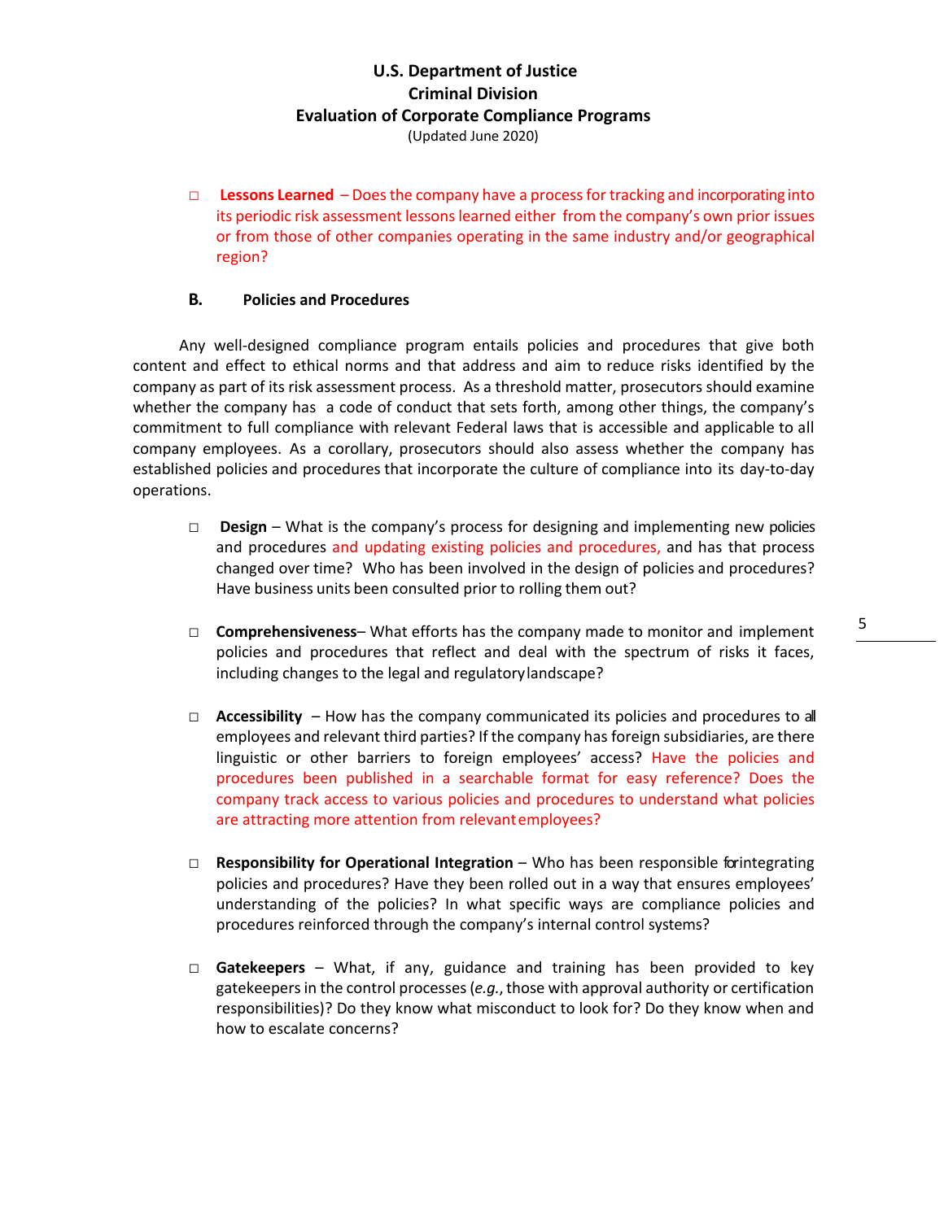- **Lessons Learned** – Does the company have a process for tracking and incorporating into its periodic risk assessment lessons learned either from the company's own prior issues or from those of other companies operating in the same industry and/or geographical region?

### B. Policies and Procedures

Any well-designed compliance program entails policies and procedures that give both content and effect to ethical norms and that address and aim to reduce risks identified by the company as part of its risk assessment process. As a threshold matter, prosecutors should examine whether the company has a code of conduct that sets forth, among other things, the company's commitment to full compliance with relevant Federal laws that is accessible and applicable to all company employees. As a corollary, prosecutors should also assess whether the company has established policies and procedures that incorporate the culture of compliance into its day-to-day operations.

- **Design** – What is the company's process for designing and implementing new policies and procedures and updating existing policies and procedures, and has that process changed over time? Who has been involved in the design of policies and procedures? Have business units been consulted prior to rolling them out?

- **Comprehensiveness**– What efforts has the company made to monitor and implement policies and procedures that reflect and deal with the spectrum of risks it faces, including changes to the legal and regulatory landscape?

- **Accessibility** – How has the company communicated its policies and procedures to all employees and relevant third parties? If the company has foreign subsidiaries, are there linguistic or other barriers to foreign employees' access? Have the policies and procedures been published in a searchable format for easy reference? Does the company track access to various policies and procedures to understand what policies are attracting more attention from relevant employees?

- **Responsibility for Operational Integration** – Who has been responsible for integrating policies and procedures? Have they been rolled out in a way that ensures employees' understanding of the policies? In what specific ways are compliance policies and procedures reinforced through the company's internal control systems?

- **Gatekeepers** – What, if any, guidance and training has been provided to key gatekeepers in the control processes (*e.g.*, those with approval authority or certification responsibilities)? Do they know what misconduct to look for? Do they know when and how to escalate concerns?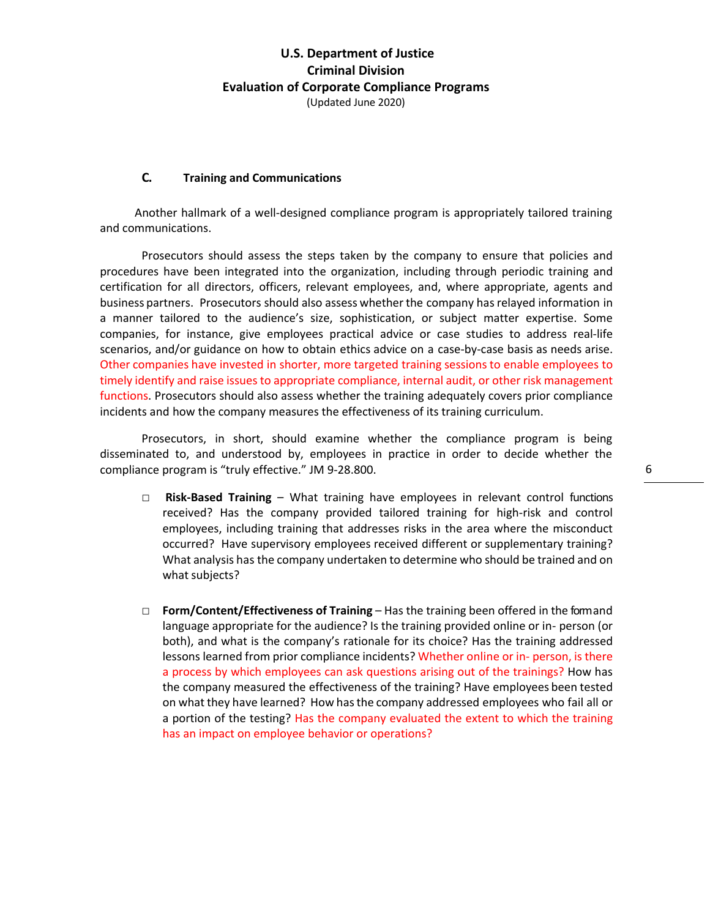### C. Training and Communications

Another hallmark of a well-designed compliance program is appropriately tailored training and communications.

Prosecutors should assess the steps taken by the company to ensure that policies and procedures have been integrated into the organization, including through periodic training and certification for all directors, officers, relevant employees, and, where appropriate, agents and business partners. Prosecutors should also assess whether the company has relayed information in a manner tailored to the audience's size, sophistication, or subject matter expertise. Some companies, for instance, give employees practical advice or case studies to address real-life scenarios, and/or guidance on how to obtain ethics advice on a case-by-case basis as needs arise. Other companies have invested in shorter, more targeted training sessions to enable employees to timely identify and raise issues to appropriate compliance, internal audit, or other risk management functions. Prosecutors should also assess whether the training adequately covers prior compliance incidents and how the company measures the effectiveness of its training curriculum.

Prosecutors, in short, should examine whether the compliance program is being disseminated to, and understood by, employees in practice in order to decide whether the compliance program is "truly effective." JM 9-28.800.

- **Risk-Based Training** – What training have employees in relevant control functions received? Has the company provided tailored training for high-risk and control employees, including training that addresses risks in the area where the misconduct occurred? Have supervisory employees received different or supplementary training? What analysis has the company undertaken to determine who should be trained and on what subjects?

- **Form/Content/Effectiveness of Training** – Has the training been offered in the form and language appropriate for the audience? Is the training provided online or in- person (or both), and what is the company's rationale for its choice? Has the training addressed lessons learned from prior compliance incidents? Whether online or in- person, is there a process by which employees can ask questions arising out of the trainings? How has the company measured the effectiveness of the training? Have employees been tested on what they have learned? How has the company addressed employees who fail all or a portion of the testing? Has the company evaluated the extent to which the training has an impact on employee behavior or operations?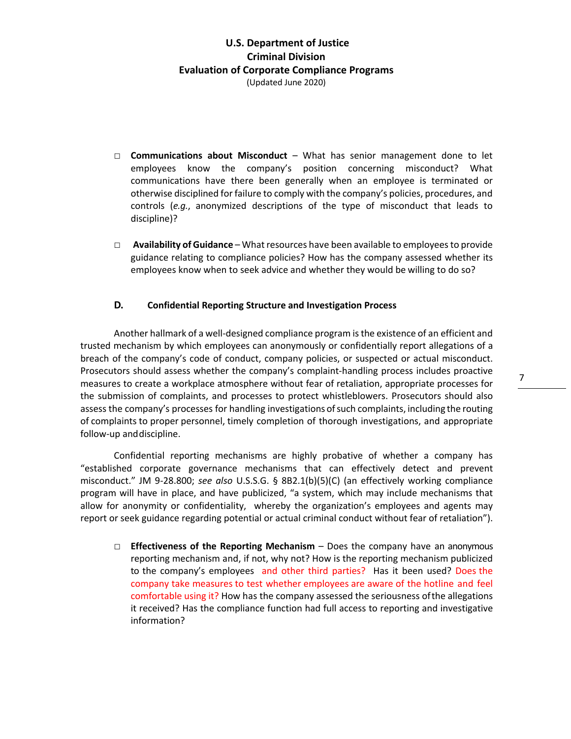- ☐ **Communications about Misconduct** – What has senior management done to let employees know the company's position concerning misconduct? What communications have there been generally when an employee is terminated or otherwise disciplined for failure to comply with the company's policies, procedures, and controls (*e.g.*, anonymized descriptions of the type of misconduct that leads to discipline)?

- ☐ **Availability of Guidance** – What resources have been available to employees to provide guidance relating to compliance policies? How has the company assessed whether its employees know when to seek advice and whether they would be willing to do so?

### D. Confidential Reporting Structure and Investigation Process

Another hallmark of a well-designed compliance program is the existence of an efficient and trusted mechanism by which employees can anonymously or confidentially report allegations of a breach of the company's code of conduct, company policies, or suspected or actual misconduct. Prosecutors should assess whether the company's complaint-handling process includes proactive measures to create a workplace atmosphere without fear of retaliation, appropriate processes for the submission of complaints, and processes to protect whistleblowers. Prosecutors should also assess the company's processes for handling investigations of such complaints, including the routing of complaints to proper personnel, timely completion of thorough investigations, and appropriate follow-up and discipline.

Confidential reporting mechanisms are highly probative of whether a company has "established corporate governance mechanisms that can effectively detect and prevent misconduct." JM 9-28.800; *see also* U.S.S.G. § 8B2.1(b)(5)(C) (an effectively working compliance program will have in place, and have publicized, "a system, which may include mechanisms that allow for anonymity or confidentiality, whereby the organization's employees and agents may report or seek guidance regarding potential or actual criminal conduct without fear of retaliation").

- ☐ **Effectiveness of the Reporting Mechanism** – Does the company have an anonymous reporting mechanism and, if not, why not? How is the reporting mechanism publicized to the company's employees and other third parties? Has it been used? Does the company take measures to test whether employees are aware of the hotline and feel comfortable using it? How has the company assessed the seriousness of the allegations it received? Has the compliance function had full access to reporting and investigative information?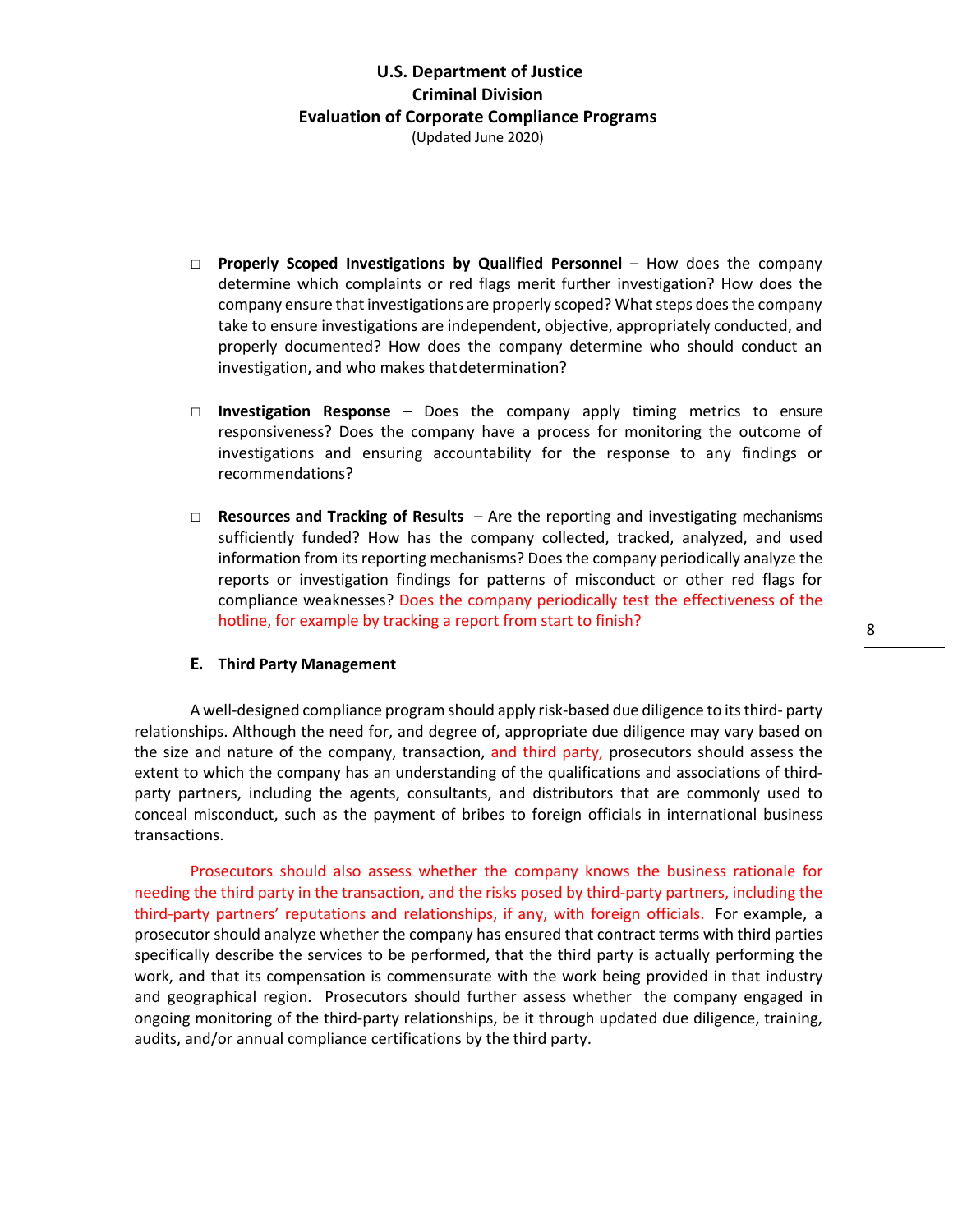- **Properly Scoped Investigations by Qualified Personnel** – How does the company determine which complaints or red flags merit further investigation? How does the company ensure that investigations are properly scoped? What steps does the company take to ensure investigations are independent, objective, appropriately conducted, and properly documented? How does the company determine who should conduct an investigation, and who makes that determination?

- **Investigation Response** – Does the company apply timing metrics to ensure responsiveness? Does the company have a process for monitoring the outcome of investigations and ensuring accountability for the response to any findings or recommendations?

- **Resources and Tracking of Results** – Are the reporting and investigating mechanisms sufficiently funded? How has the company collected, tracked, analyzed, and used information from its reporting mechanisms? Does the company periodically analyze the reports or investigation findings for patterns of misconduct or other red flags for compliance weaknesses? Does the company periodically test the effectiveness of the hotline, for example by tracking a report from start to finish?

### E. Third Party Management

A well-designed compliance program should apply risk-based due diligence to its third- party relationships. Although the need for, and degree of, appropriate due diligence may vary based on the size and nature of the company, transaction, and third party, prosecutors should assess the extent to which the company has an understanding of the qualifications and associations of third-party partners, including the agents, consultants, and distributors that are commonly used to conceal misconduct, such as the payment of bribes to foreign officials in international business transactions.

Prosecutors should also assess whether the company knows the business rationale for needing the third party in the transaction, and the risks posed by third-party partners, including the third-party partners' reputations and relationships, if any, with foreign officials. For example, a prosecutor should analyze whether the company has ensured that contract terms with third parties specifically describe the services to be performed, that the third party is actually performing the work, and that its compensation is commensurate with the work being provided in that industry and geographical region. Prosecutors should further assess whether the company engaged in ongoing monitoring of the third-party relationships, be it through updated due diligence, training, audits, and/or annual compliance certifications by the third party.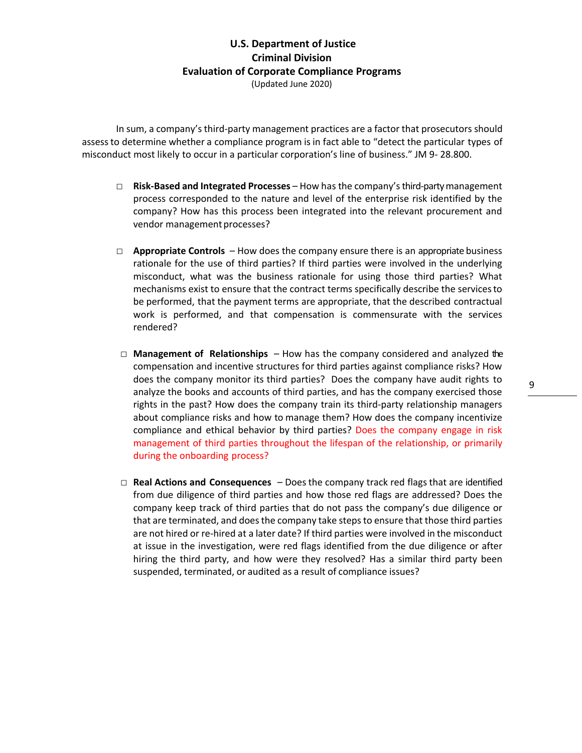In sum, a company's third-party management practices are a factor that prosecutors should assess to determine whether a compliance program is in fact able to "detect the particular types of misconduct most likely to occur in a particular corporation's line of business." JM 9- 28.800.

- **Risk-Based and Integrated Processes** – How has the company's third-party management process corresponded to the nature and level of the enterprise risk identified by the company? How has this process been integrated into the relevant procurement and vendor management processes?

- **Appropriate Controls** – How does the company ensure there is an appropriate business rationale for the use of third parties? If third parties were involved in the underlying misconduct, what was the business rationale for using those third parties? What mechanisms exist to ensure that the contract terms specifically describe the services to be performed, that the payment terms are appropriate, that the described contractual work is performed, and that compensation is commensurate with the services rendered?

- **Management of Relationships** – How has the company considered and analyzed the compensation and incentive structures for third parties against compliance risks? How does the company monitor its third parties? Does the company have audit rights to analyze the books and accounts of third parties, and has the company exercised those rights in the past? How does the company train its third-party relationship managers about compliance risks and how to manage them? How does the company incentivize compliance and ethical behavior by third parties? Does the company engage in risk management of third parties throughout the lifespan of the relationship, or primarily during the onboarding process?

- **Real Actions and Consequences** – Does the company track red flags that are identified from due diligence of third parties and how those red flags are addressed? Does the company keep track of third parties that do not pass the company's due diligence or that are terminated, and does the company take steps to ensure that those third parties are not hired or re-hired at a later date? If third parties were involved in the misconduct at issue in the investigation, were red flags identified from the due diligence or after hiring the third party, and how were they resolved? Has a similar third party been suspended, terminated, or audited as a result of compliance issues?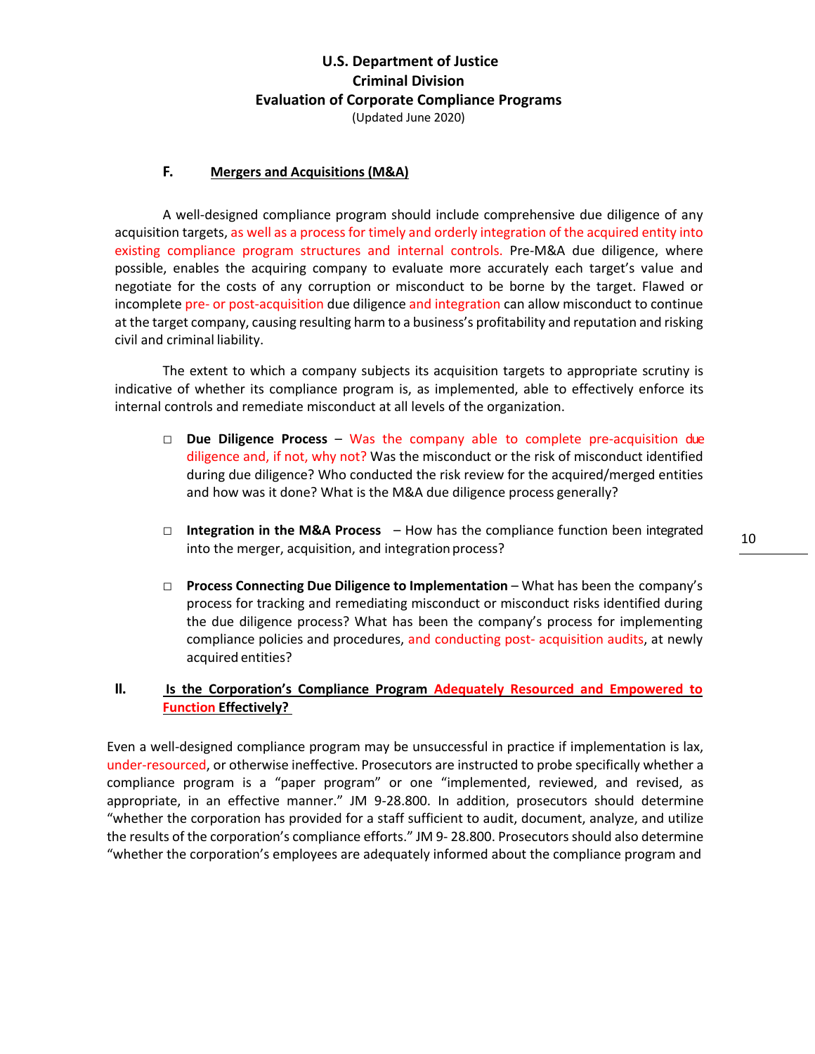**U.S. Department of Justice**
**Criminal Division**
**Evaluation of Corporate Compliance Programs**
(Updated June 2020)

### F. Mergers and Acquisitions (M&A)

A well-designed compliance program should include comprehensive due diligence of any acquisition targets, as well as a process for timely and orderly integration of the acquired entity into existing compliance program structures and internal controls. Pre-M&A due diligence, where possible, enables the acquiring company to evaluate more accurately each target's value and negotiate for the costs of any corruption or misconduct to be borne by the target. Flawed or incomplete pre- or post-acquisition due diligence and integration can allow misconduct to continue at the target company, causing resulting harm to a business's profitability and reputation and risking civil and criminal liability.

The extent to which a company subjects its acquisition targets to appropriate scrutiny is indicative of whether its compliance program is, as implemented, able to effectively enforce its internal controls and remediate misconduct at all levels of the organization.

- **Due Diligence Process** – Was the company able to complete pre-acquisition due diligence and, if not, why not? Was the misconduct or the risk of misconduct identified during due diligence? Who conducted the risk review for the acquired/merged entities and how was it done? What is the M&A due diligence process generally?

- **Integration in the M&A Process** – How has the compliance function been integrated into the merger, acquisition, and integration process?

- **Process Connecting Due Diligence to Implementation** – What has been the company's process for tracking and remediating misconduct or misconduct risks identified during the due diligence process? What has been the company's process for implementing compliance policies and procedures, and conducting post- acquisition audits, at newly acquired entities?

## II. Is the Corporation's Compliance Program Adequately Resourced and Empowered to Function Effectively?

Even a well-designed compliance program may be unsuccessful in practice if implementation is lax, under-resourced, or otherwise ineffective. Prosecutors are instructed to probe specifically whether a compliance program is a "paper program" or one "implemented, reviewed, and revised, as appropriate, in an effective manner." JM 9-28.800. In addition, prosecutors should determine "whether the corporation has provided for a staff sufficient to audit, document, analyze, and utilize the results of the corporation's compliance efforts." JM 9- 28.800. Prosecutors should also determine "whether the corporation's employees are adequately informed about the compliance program and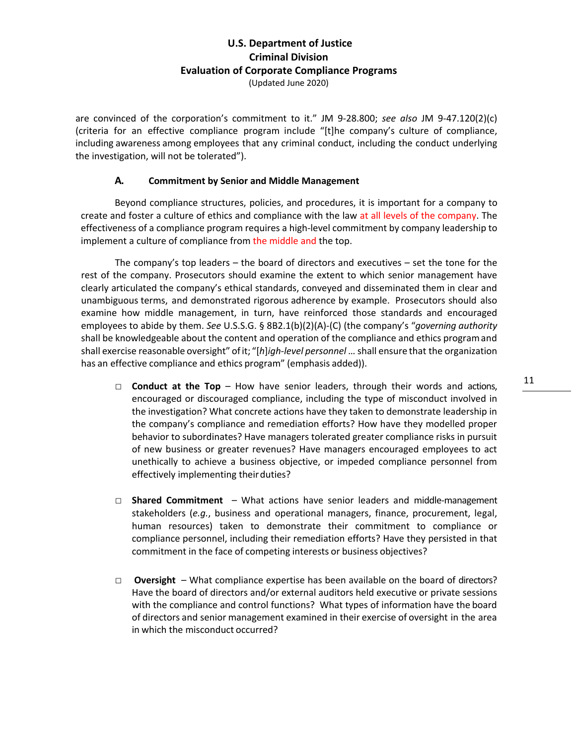are convinced of the corporation's commitment to it." JM 9-28.800; *see also* JM 9-47.120(2)(c) (criteria for an effective compliance program include "[t]he company's culture of compliance, including awareness among employees that any criminal conduct, including the conduct underlying the investigation, will not be tolerated").

### A. Commitment by Senior and Middle Management

Beyond compliance structures, policies, and procedures, it is important for a company to create and foster a culture of ethics and compliance with the law at all levels of the company. The effectiveness of a compliance program requires a high-level commitment by company leadership to implement a culture of compliance from the middle and the top.

The company's top leaders – the board of directors and executives – set the tone for the rest of the company. Prosecutors should examine the extent to which senior management have clearly articulated the company's ethical standards, conveyed and disseminated them in clear and unambiguous terms, and demonstrated rigorous adherence by example. Prosecutors should also examine how middle management, in turn, have reinforced those standards and encouraged employees to abide by them. *See* U.S.S.G. § 8B2.1(b)(2)(A)-(C) (the company's "*governing authority* shall be knowledgeable about the content and operation of the compliance and ethics program and shall exercise reasonable oversight" of it; "[*h*]*igh-level personnel* … shall ensure that the organization has an effective compliance and ethics program" (emphasis added)).

- **Conduct at the Top** – How have senior leaders, through their words and actions, encouraged or discouraged compliance, including the type of misconduct involved in the investigation? What concrete actions have they taken to demonstrate leadership in the company's compliance and remediation efforts? How have they modelled proper behavior to subordinates? Have managers tolerated greater compliance risks in pursuit of new business or greater revenues? Have managers encouraged employees to act unethically to achieve a business objective, or impeded compliance personnel from effectively implementing their duties?

- **Shared Commitment** – What actions have senior leaders and middle-management stakeholders (*e.g.*, business and operational managers, finance, procurement, legal, human resources) taken to demonstrate their commitment to compliance or compliance personnel, including their remediation efforts? Have they persisted in that commitment in the face of competing interests or business objectives?

- **Oversight** – What compliance expertise has been available on the board of directors? Have the board of directors and/or external auditors held executive or private sessions with the compliance and control functions? What types of information have the board of directors and senior management examined in their exercise of oversight in the area in which the misconduct occurred?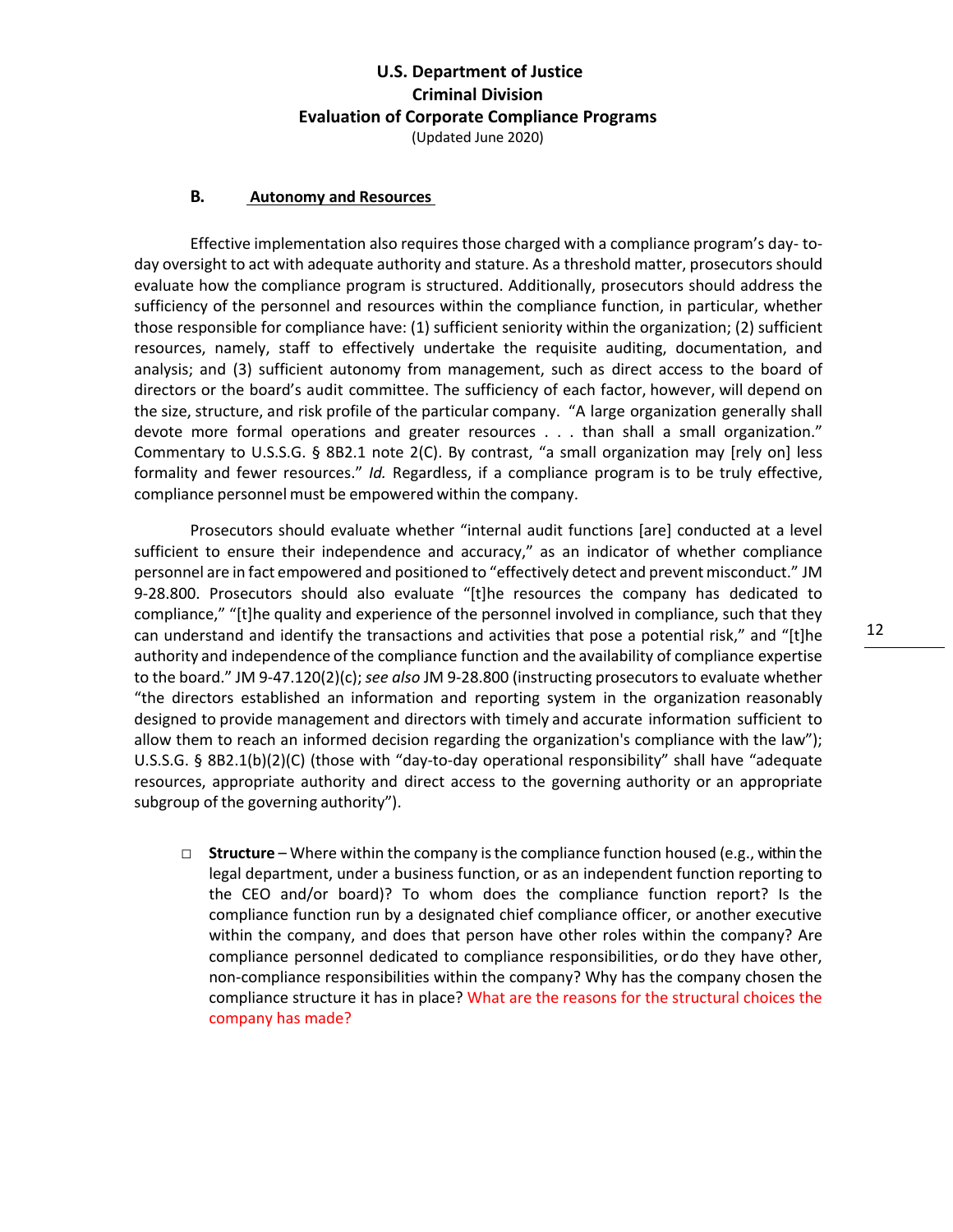### B. Autonomy and Resources

Effective implementation also requires those charged with a compliance program's day- to-day oversight to act with adequate authority and stature. As a threshold matter, prosecutors should evaluate how the compliance program is structured. Additionally, prosecutors should address the sufficiency of the personnel and resources within the compliance function, in particular, whether those responsible for compliance have: (1) sufficient seniority within the organization; (2) sufficient resources, namely, staff to effectively undertake the requisite auditing, documentation, and analysis; and (3) sufficient autonomy from management, such as direct access to the board of directors or the board's audit committee. The sufficiency of each factor, however, will depend on the size, structure, and risk profile of the particular company. "A large organization generally shall devote more formal operations and greater resources . . . than shall a small organization." Commentary to U.S.S.G. § 8B2.1 note 2(C). By contrast, "a small organization may [rely on] less formality and fewer resources." *Id.* Regardless, if a compliance program is to be truly effective, compliance personnel must be empowered within the company.

Prosecutors should evaluate whether "internal audit functions [are] conducted at a level sufficient to ensure their independence and accuracy," as an indicator of whether compliance personnel are in fact empowered and positioned to "effectively detect and prevent misconduct." JM 9-28.800. Prosecutors should also evaluate "[t]he resources the company has dedicated to compliance," "[t]he quality and experience of the personnel involved in compliance, such that they can understand and identify the transactions and activities that pose a potential risk," and "[t]he authority and independence of the compliance function and the availability of compliance expertise to the board." JM 9-47.120(2)(c); *see also* JM 9-28.800 (instructing prosecutors to evaluate whether "the directors established an information and reporting system in the organization reasonably designed to provide management and directors with timely and accurate information sufficient to allow them to reach an informed decision regarding the organization's compliance with the law"); U.S.S.G. § 8B2.1(b)(2)(C) (those with "day-to-day operational responsibility" shall have "adequate resources, appropriate authority and direct access to the governing authority or an appropriate subgroup of the governing authority").

- **Structure** – Where within the company is the compliance function housed (e.g., within the legal department, under a business function, or as an independent function reporting to the CEO and/or board)? To whom does the compliance function report? Is the compliance function run by a designated chief compliance officer, or another executive within the company, and does that person have other roles within the company? Are compliance personnel dedicated to compliance responsibilities, or do they have other, non-compliance responsibilities within the company? Why has the compliance structure it has in place? What are the reasons for the structural choices the company has made?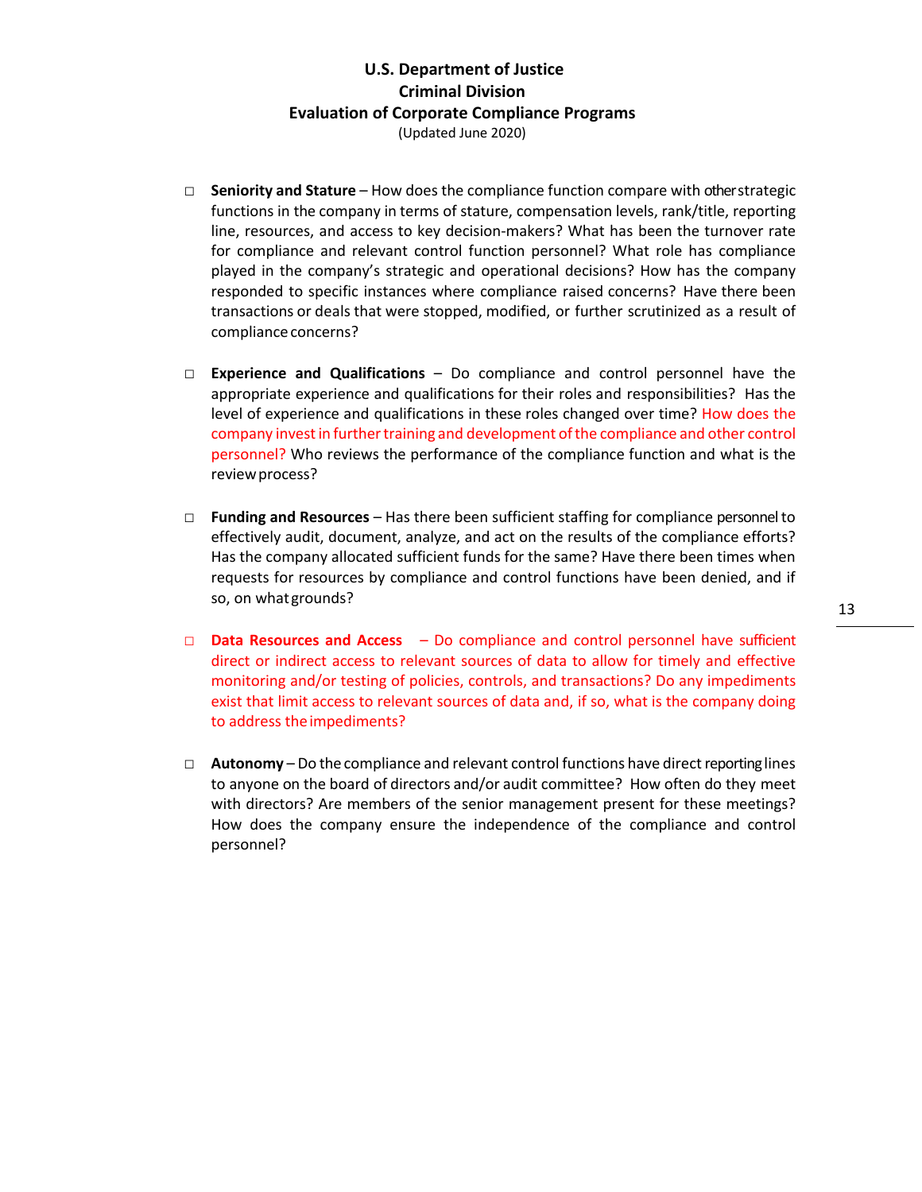- **Seniority and Stature** – How does the compliance function compare with other strategic functions in the company in terms of stature, compensation levels, rank/title, reporting line, resources, and access to key decision-makers? What has been the turnover rate for compliance and relevant control function personnel? What role has compliance played in the company's strategic and operational decisions? How has the company responded to specific instances where compliance raised concerns? Have there been transactions or deals that were stopped, modified, or further scrutinized as a result of compliance concerns?

- **Experience and Qualifications** – Do compliance and control personnel have the appropriate experience and qualifications for their roles and responsibilities? Has the level of experience and qualifications in these roles changed over time? How does the company invest in further training and development of the compliance and other control personnel? Who reviews the performance of the compliance function and what is the review process?

- **Funding and Resources** – Has there been sufficient staffing for compliance personnel to effectively audit, document, analyze, and act on the results of the compliance efforts? Has the company allocated sufficient funds for the same? Have there been times when requests for resources by compliance and control functions have been denied, and if so, on what grounds?

- **Data Resources and Access** – Do compliance and control personnel have sufficient direct or indirect access to relevant sources of data to allow for timely and effective monitoring and/or testing of policies, controls, and transactions? Do any impediments exist that limit access to relevant sources of data and, if so, what is the company doing to address the impediments?

- **Autonomy** – Do the compliance and relevant control functions have direct reporting lines to anyone on the board of directors and/or audit committee? How often do they meet with directors? Are members of the senior management present for these meetings? How does the company ensure the independence of the compliance and control personnel?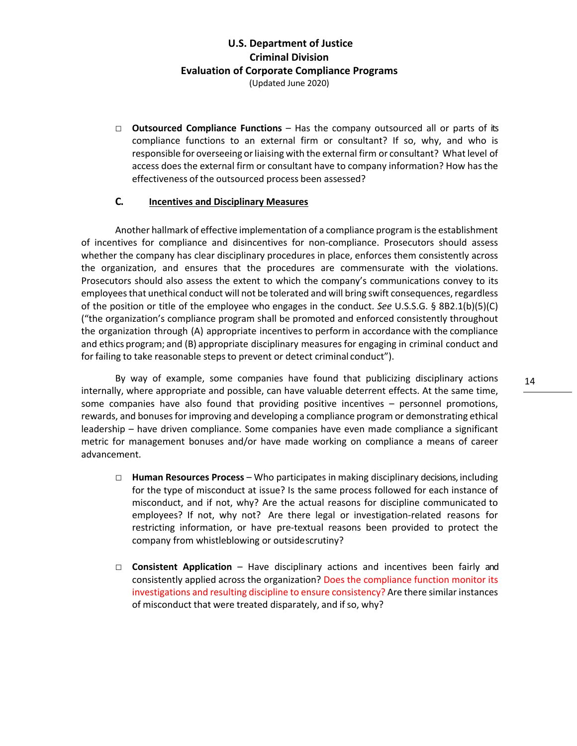- **Outsourced Compliance Functions** – Has the company outsourced all or parts of its compliance functions to an external firm or consultant? If so, why, and who is responsible for overseeing or liaising with the external firm or consultant? What level of access does the external firm or consultant have to company information? How has the effectiveness of the outsourced process been assessed?

### C. Incentives and Disciplinary Measures

Another hallmark of effective implementation of a compliance program is the establishment of incentives for compliance and disincentives for non-compliance. Prosecutors should assess whether the company has clear disciplinary procedures in place, enforces them consistently across the organization, and ensures that the procedures are commensurate with the violations. Prosecutors should also assess the extent to which the company's communications convey to its employees that unethical conduct will not be tolerated and will bring swift consequences, regardless of the position or title of the employee who engages in the conduct. *See* U.S.S.G. § 8B2.1(b)(5)(C) ("the organization's compliance program shall be promoted and enforced consistently throughout the organization through (A) appropriate incentives to perform in accordance with the compliance and ethics program; and (B) appropriate disciplinary measures for engaging in criminal conduct and for failing to take reasonable steps to prevent or detect criminal conduct").

By way of example, some companies have found that publicizing disciplinary actions internally, where appropriate and possible, can have valuable deterrent effects. At the same time, some companies have also found that providing positive incentives – personnel promotions, rewards, and bonuses for improving and developing a compliance program or demonstrating ethical leadership – have driven compliance. Some companies have even made compliance a significant metric for management bonuses and/or have made working on compliance a means of career advancement.

- **Human Resources Process** – Who participates in making disciplinary decisions, including for the type of misconduct at issue? Is the same process followed for each instance of misconduct, and if not, why? Are the actual reasons for discipline communicated to employees? If not, why not? Are there legal or investigation-related reasons for restricting information, or have pre-textual reasons been provided to protect the company from whistleblowing or outside scrutiny?

- **Consistent Application** – Have disciplinary actions and incentives been fairly and consistently applied across the organization? Does the compliance function monitor its investigations and resulting discipline to ensure consistency? Are there similar instances of misconduct that were treated disparately, and if so, why?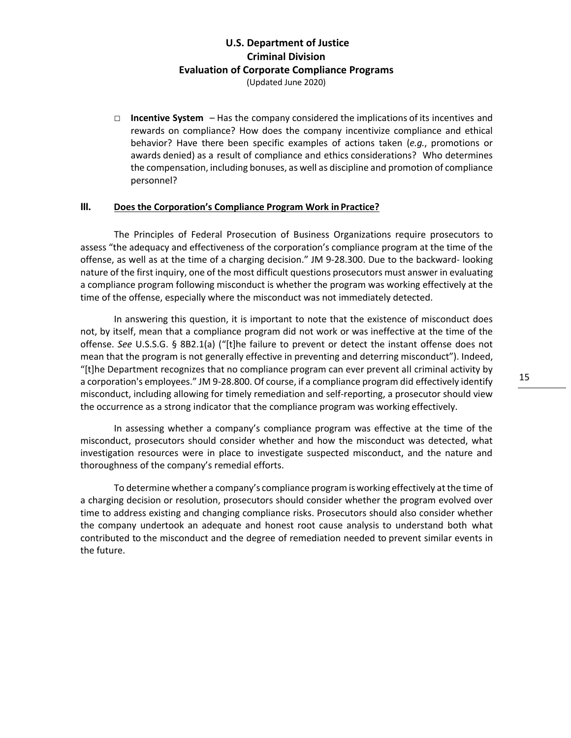- **Incentive System** – Has the company considered the implications of its incentives and rewards on compliance? How does the company incentivize compliance and ethical behavior? Have there been specific examples of actions taken (*e.g.*, promotions or awards denied) as a result of compliance and ethics considerations? Who determines the compensation, including bonuses, as well as discipline and promotion of compliance personnel?

## III. Does the Corporation's Compliance Program Work in Practice?

The Principles of Federal Prosecution of Business Organizations require prosecutors to assess "the adequacy and effectiveness of the corporation's compliance program at the time of the offense, as well as at the time of a charging decision." JM 9-28.300. Due to the backward- looking nature of the first inquiry, one of the most difficult questions prosecutors must answer in evaluating a compliance program following misconduct is whether the program was working effectively at the time of the offense, especially where the misconduct was not immediately detected.

In answering this question, it is important to note that the existence of misconduct does not, by itself, mean that a compliance program did not work or was ineffective at the time of the offense. *See* U.S.S.G. § 8B2.1(a) ("[t]he failure to prevent or detect the instant offense does not mean that the program is not generally effective in preventing and deterring misconduct"). Indeed, "[t]he Department recognizes that no compliance program can ever prevent all criminal activity by a corporation's employees." JM 9-28.800. Of course, if a compliance program did effectively identify misconduct, including allowing for timely remediation and self-reporting, a prosecutor should view the occurrence as a strong indicator that the compliance program was working effectively.

In assessing whether a company's compliance program was effective at the time of the misconduct, prosecutors should consider whether and how the misconduct was detected, what investigation resources were in place to investigate suspected misconduct, and the nature and thoroughness of the company's remedial efforts.

To determine whether a company's compliance program is working effectively at the time of a charging decision or resolution, prosecutors should consider whether the program evolved over time to address existing and changing compliance risks. Prosecutors should also consider whether the company undertook an adequate and honest root cause analysis to understand both what contributed to the misconduct and the degree of remediation needed to prevent similar events in the future.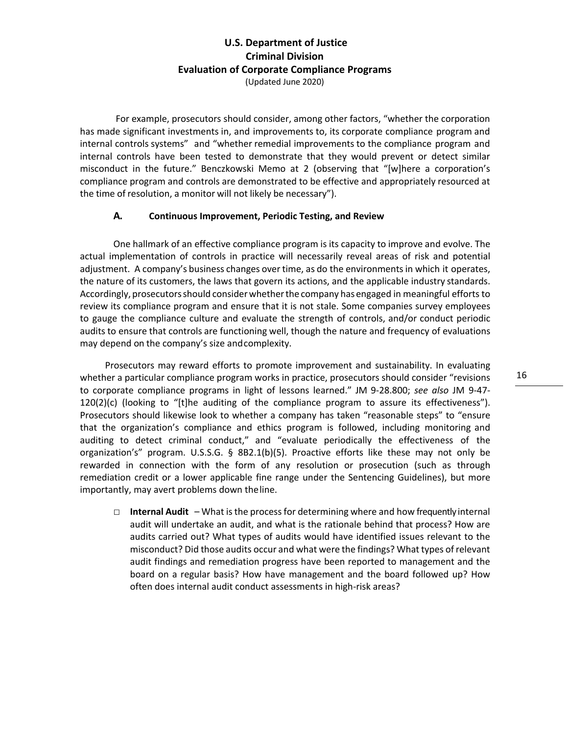For example, prosecutors should consider, among other factors, "whether the corporation has made significant investments in, and improvements to, its corporate compliance program and internal controls systems" and "whether remedial improvements to the compliance program and internal controls have been tested to demonstrate that they would prevent or detect similar misconduct in the future." Benczkowski Memo at 2 (observing that "[w]here a corporation's compliance program and controls are demonstrated to be effective and appropriately resourced at the time of resolution, a monitor will not likely be necessary").

### A. Continuous Improvement, Periodic Testing, and Review

One hallmark of an effective compliance program is its capacity to improve and evolve. The actual implementation of controls in practice will necessarily reveal areas of risk and potential adjustment. A company's business changes over time, as do the environments in which it operates, the nature of its customers, the laws that govern its actions, and the applicable industry standards. Accordingly, prosecutors should consider whether the company has engaged in meaningful efforts to review its compliance program and ensure that it is not stale. Some companies survey employees to gauge the compliance culture and evaluate the strength of controls, and/or conduct periodic audits to ensure that controls are functioning well, though the nature and frequency of evaluations may depend on the company's size and complexity.

Prosecutors may reward efforts to promote improvement and sustainability. In evaluating whether a particular compliance program works in practice, prosecutors should consider "revisions to corporate compliance programs in light of lessons learned." JM 9-28.800; *see also* JM 9-47-120(2)(c) (looking to "[t]he auditing of the compliance program to assure its effectiveness"). Prosecutors should likewise look to whether a company has taken "reasonable steps" to "ensure that the organization's compliance and ethics program is followed, including monitoring and auditing to detect criminal conduct," and "evaluate periodically the effectiveness of the organization's" program. U.S.S.G. § 8B2.1(b)(5). Proactive efforts like these may not only be rewarded in connection with the form of any resolution or prosecution (such as through remediation credit or a lower applicable fine range under the Sentencing Guidelines), but more importantly, may avert problems down the line.

- **Internal Audit** – What is the process for determining where and how frequently internal audit will undertake an audit, and what is the rationale behind that process? How are audits carried out? What types of audits would have identified issues relevant to the misconduct? Did those audits occur and what were the findings? What types of relevant audit findings and remediation progress have been reported to management and the board on a regular basis? How have management and the board followed up? How often does internal audit conduct assessments in high-risk areas?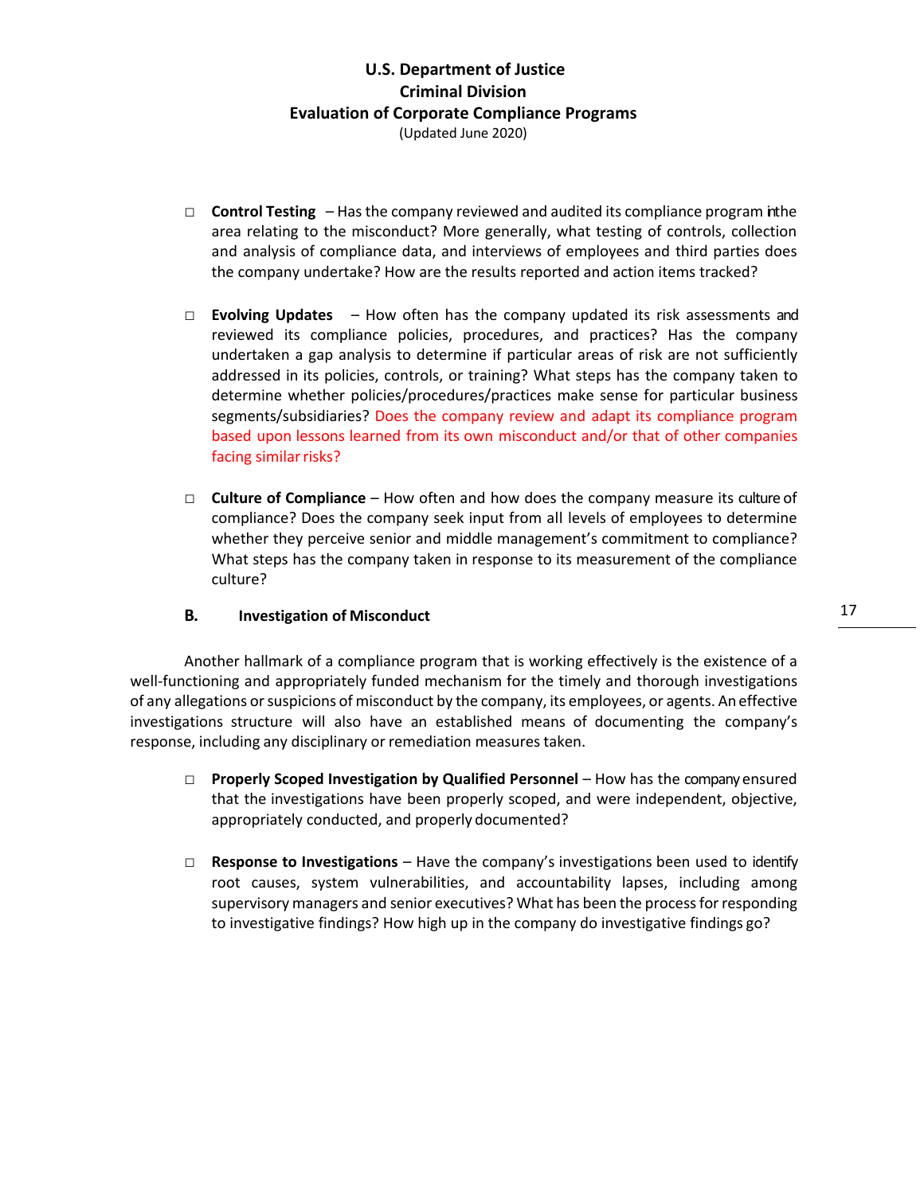- ☐ **Control Testing** – Has the company reviewed and audited its compliance program in the area relating to the misconduct? More generally, what testing of controls, collection and analysis of compliance data, and interviews of employees and third parties does the company undertake? How are the results reported and action items tracked?

- ☐ **Evolving Updates** – How often has the company updated its risk assessments and reviewed its compliance policies, procedures, and practices? Has the company undertaken a gap analysis to determine if particular areas of risk are not sufficiently addressed in its policies, controls, or training? What steps has the company taken to determine whether policies/procedures/practices make sense for particular business segments/subsidiaries? Does the company review and adapt its compliance program based upon lessons learned from its own misconduct and/or that of other companies facing similar risks?

- ☐ **Culture of Compliance** – How often and how does the company measure its culture of compliance? Does the company seek input from all levels of employees to determine whether they perceive senior and middle management's commitment to compliance? What steps has the company taken in response to its measurement of the compliance culture?

### B. Investigation of Misconduct

Another hallmark of a compliance program that is working effectively is the existence of a well-functioning and appropriately funded mechanism for the timely and thorough investigations of any allegations or suspicions of misconduct by the company, its employees, or agents. An effective investigations structure will also have an established means of documenting the company's response, including any disciplinary or remediation measures taken.

- ☐ **Properly Scoped Investigation by Qualified Personnel** – How has the company ensured that the investigations have been properly scoped, and were independent, objective, appropriately conducted, and properly documented?

- ☐ **Response to Investigations** – Have the company's investigations been used to identify root causes, system vulnerabilities, and accountability lapses, including among supervisory managers and senior executives? What has been the process for responding to investigative findings? How high up in the company do investigative findings go?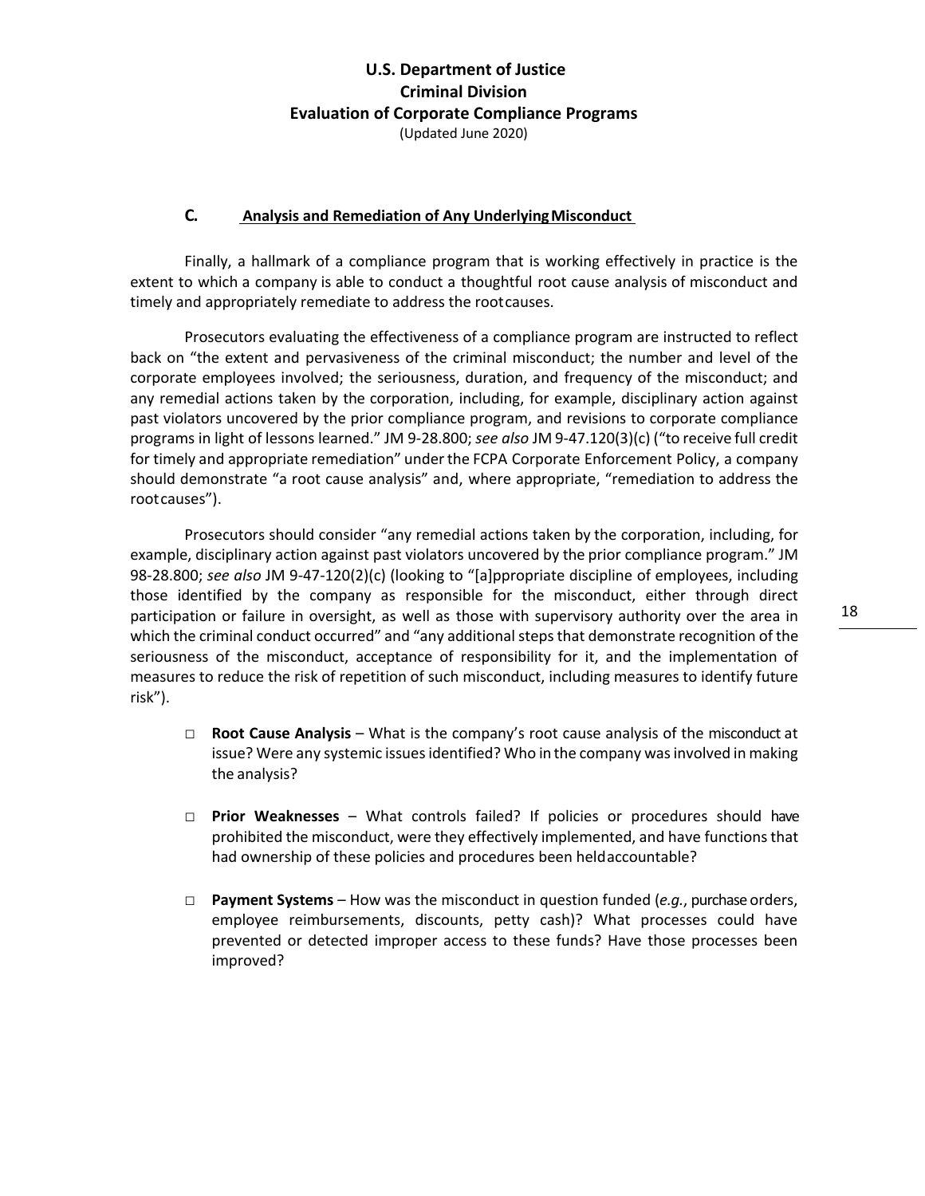### C. Analysis and Remediation of Any Underlying Misconduct

Finally, a hallmark of a compliance program that is working effectively in practice is the extent to which a company is able to conduct a thoughtful root cause analysis of misconduct and timely and appropriately remediate to address the root causes.

Prosecutors evaluating the effectiveness of a compliance program are instructed to reflect back on "the extent and pervasiveness of the criminal misconduct; the number and level of the corporate employees involved; the seriousness, duration, and frequency of the misconduct; and any remedial actions taken by the corporation, including, for example, disciplinary action against past violators uncovered by the prior compliance program, and revisions to corporate compliance programs in light of lessons learned." JM 9-28.800; *see also* JM 9-47.120(3)(c) ("to receive full credit for timely and appropriate remediation" under the FCPA Corporate Enforcement Policy, a company should demonstrate "a root cause analysis" and, where appropriate, "remediation to address the root causes").

Prosecutors should consider "any remedial actions taken by the corporation, including, for example, disciplinary action against past violators uncovered by the prior compliance program." JM 98-28.800; *see also* JM 9-47-120(2)(c) (looking to "[a]ppropriate discipline of employees, including those identified by the company as responsible for the misconduct, either through direct participation or failure in oversight, as well as those with supervisory authority over the area in which the criminal conduct occurred" and "any additional steps that demonstrate recognition of the seriousness of the misconduct, acceptance of responsibility for it, and the implementation of measures to reduce the risk of repetition of such misconduct, including measures to identify future risk").

- **Root Cause Analysis** – What is the company's root cause analysis of the misconduct at issue? Were any systemic issues identified? Who in the company was involved in making the analysis?

- **Prior Weaknesses** – What controls failed? If policies or procedures should have prohibited the misconduct, were they effectively implemented, and have functions that had ownership of these policies and procedures been held accountable?

- **Payment Systems** – How was the misconduct in question funded (*e.g.*, purchase orders, employee reimbursements, discounts, petty cash)? What processes could have prevented or detected improper access to these funds? Have those processes been improved?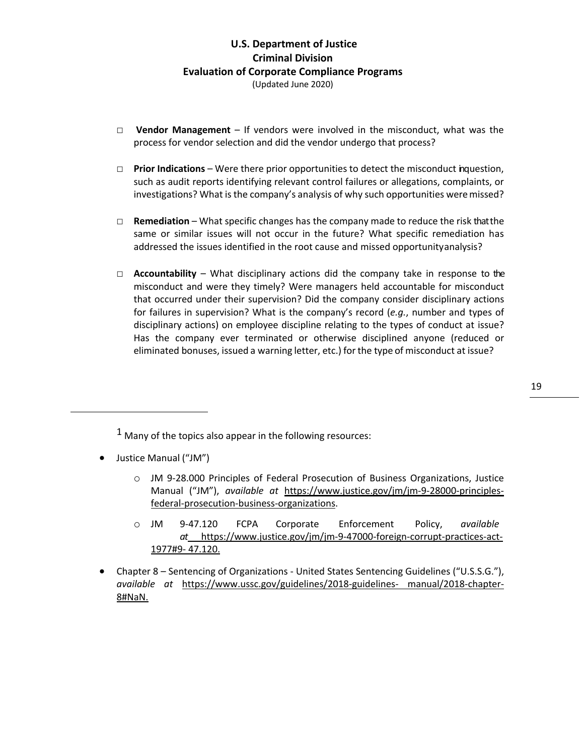- ☐ **Vendor Management** – If vendors were involved in the misconduct, what was the process for vendor selection and did the vendor undergo that process?

- ☐ **Prior Indications** – Were there prior opportunities to detect the misconduct in question, such as audit reports identifying relevant control failures or allegations, complaints, or investigations? What is the company's analysis of why such opportunities were missed?

- ☐ **Remediation** – What specific changes has the company made to reduce the risk that the same or similar issues will not occur in the future? What specific remediation has addressed the issues identified in the root cause and missed opportunity analysis?

- ☐ **Accountability** – What disciplinary actions did the company take in response to the misconduct and were they timely? Were managers held accountable for misconduct that occurred under their supervision? Did the company consider disciplinary actions for failures in supervision? What is the company's record (*e.g.*, number and types of disciplinary actions) on employee discipline relating to the types of conduct at issue? Has the company ever terminated or otherwise disciplined anyone (reduced or eliminated bonuses, issued a warning letter, etc.) for the type of misconduct at issue?

---

[1] Many of the topics also appear in the following resources:

- Justice Manual ("JM")
  - JM 9-28.000 Principles of Federal Prosecution of Business Organizations, Justice Manual ("JM"), *available at* https://www.justice.gov/jm/jm-9-28000-principles-federal-prosecution-business-organizations.
  - JM 9-47.120 FCPA Corporate Enforcement Policy, *available at* https://www.justice.gov/jm/jm-9-47000-foreign-corrupt-practices-act-1977#9- 47.120.
- Chapter 8 – Sentencing of Organizations - United States Sentencing Guidelines ("U.S.S.G."), *available at* https://www.ussc.gov/guidelines/2018-guidelines- manual/2018-chapter-8#NaN.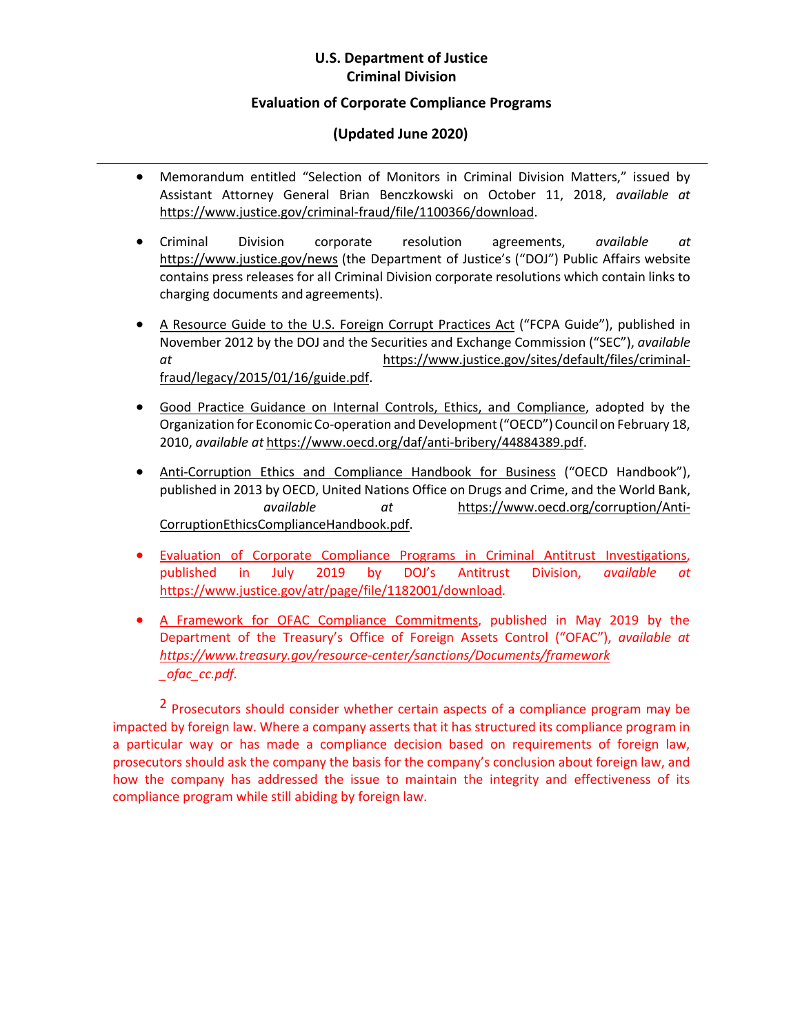- Memorandum entitled "Selection of Monitors in Criminal Division Matters," issued by Assistant Attorney General Brian Benczkowski on October 11, 2018, *available at* https://www.justice.gov/criminal-fraud/file/1100366/download.

- Criminal Division corporate resolution agreements, *available at* https://www.justice.gov/news (the Department of Justice's ("DOJ") Public Affairs website contains press releases for all Criminal Division corporate resolutions which contain links to charging documents and agreements).

- A Resource Guide to the U.S. Foreign Corrupt Practices Act ("FCPA Guide"), published in November 2012 by the DOJ and the Securities and Exchange Commission ("SEC"), *available at* https://www.justice.gov/sites/default/files/criminal-fraud/legacy/2015/01/16/guide.pdf.

- Good Practice Guidance on Internal Controls, Ethics, and Compliance, adopted by the Organization for Economic Co-operation and Development ("OECD") Council on February 18, 2010, *available at* https://www.oecd.org/daf/anti-bribery/44884389.pdf.

- Anti-Corruption Ethics and Compliance Handbook for Business ("OECD Handbook"), published in 2013 by OECD, United Nations Office on Drugs and Crime, and the World Bank, *available at* https://www.oecd.org/corruption/Anti-CorruptionEthicsComplianceHandbook.pdf.

- Evaluation of Corporate Compliance Programs in Criminal Antitrust Investigations, published in July 2019 by DOJ's Antitrust Division, *available at* https://www.justice.gov/atr/page/file/1182001/download.

- A Framework for OFAC Compliance Commitments, published in May 2019 by the Department of the Treasury's Office of Foreign Assets Control ("OFAC"), *available at https://www.treasury.gov/resource-center/sanctions/Documents/framework_ofac_cc.pdf.*

[2] Prosecutors should consider whether certain aspects of a compliance program may be impacted by foreign law. Where a company asserts that it has structured its compliance program in a particular way or has made a compliance decision based on requirements of foreign law, prosecutors should ask the company the basis for the company's conclusion about foreign law, and how the company has addressed the issue to maintain the integrity and effectiveness of its compliance program while still abiding by foreign law.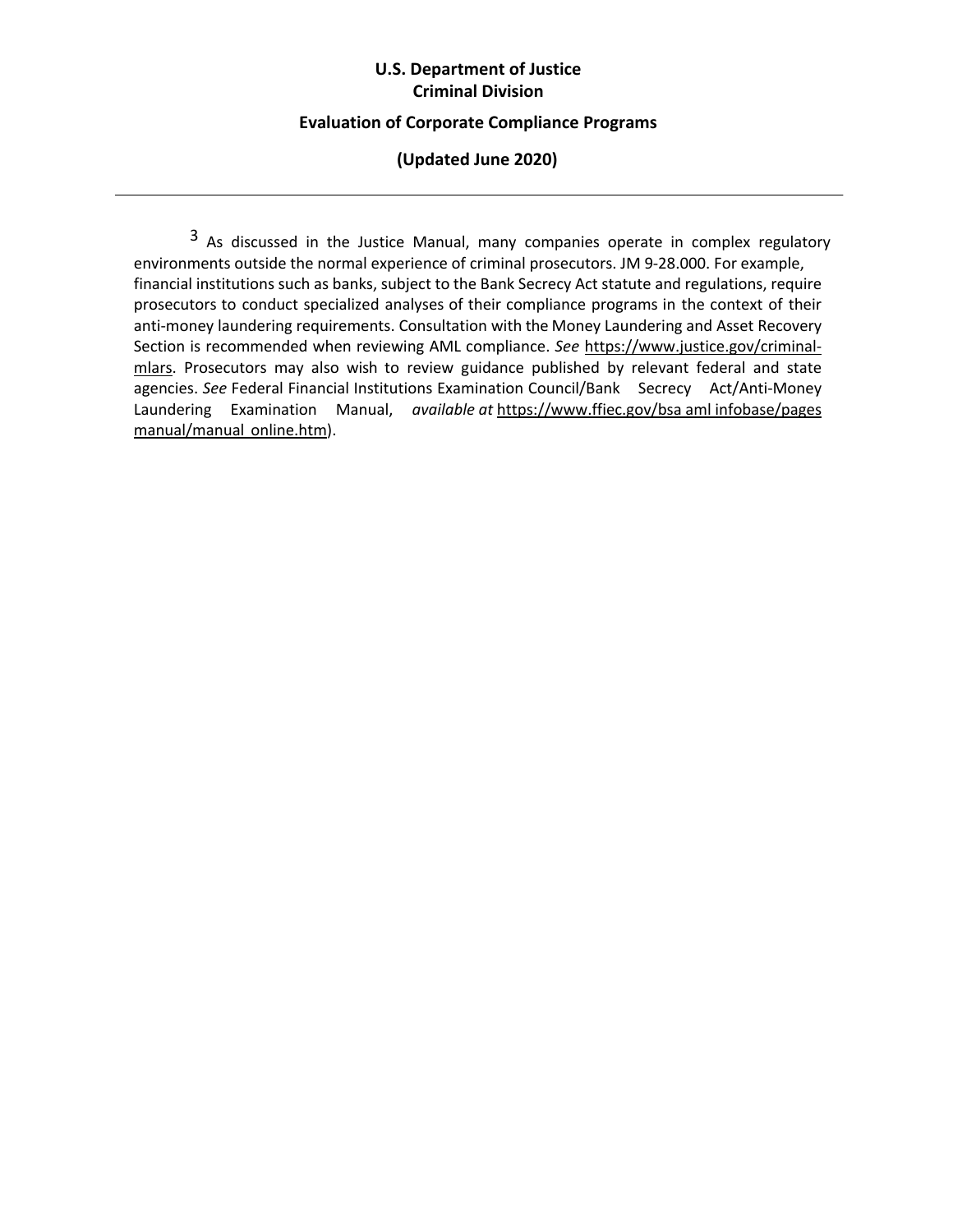[3] As discussed in the Justice Manual, many companies operate in complex regulatory environments outside the normal experience of criminal prosecutors. JM 9-28.000. For example, financial institutions such as banks, subject to the Bank Secrecy Act statute and regulations, require prosecutors to conduct specialized analyses of their compliance programs in the context of their anti-money laundering requirements. Consultation with the Money Laundering and Asset Recovery Section is recommended when reviewing AML compliance. *See* https://www.justice.gov/criminal-mlars. Prosecutors may also wish to review guidance published by relevant federal and state agencies. *See* Federal Financial Institutions Examination Council/Bank Secrecy Act/Anti-Money Laundering Examination Manual, *available at* https://www.ffiec.gov/bsa aml infobase/pages manual/manual online.htm).